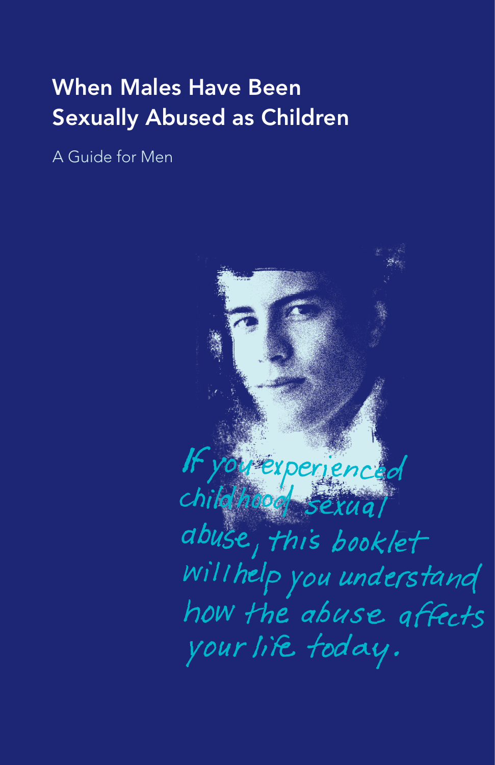# When Males Have Been Sexually Abused as Children

A Guide for Men

*If you experienced childhood sexual abuse, this booklet will help you understand how the abuse affects your life today.*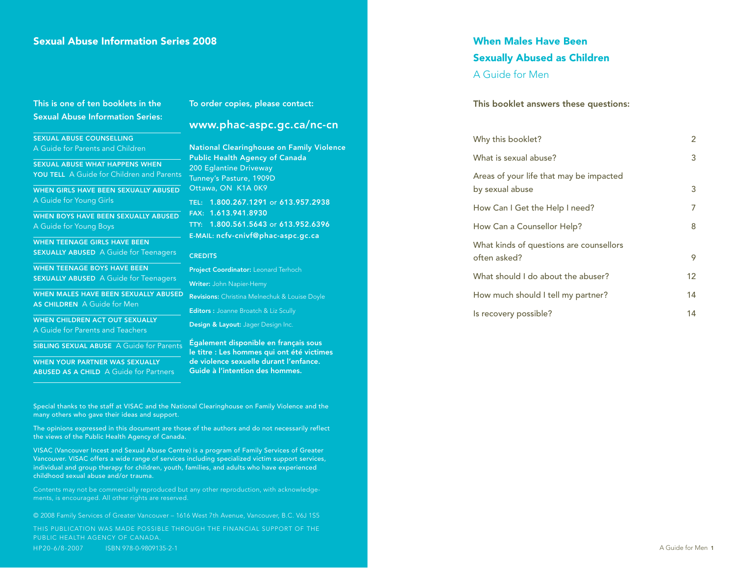## Sexual Abuse Information Series 2008

**This is one of ten booklets in the Sexual Abuse Information Series:**

- **SEXUAL ABUSE COUNSELLING** A Guide for Parents and Children
- **SEXUAL ABUSE WHAT HAPPENS WHEN YOU TELL** A Guide for Children and Parents
- **WHEN GIRLS HAVE BEEN SEXUALLY ABUSED** A Guide for Young Girls
- **WHEN BOYS HAVE BEEN SEXUALLY ABUSED** A Guide for Young Boys
- **WHEN TEENAGE GIRLS HAVE BEEN SEXUALLY ABUSED** A Guide for Teenagers
- **WHEN TEENAGE BOYS HAVE BEEN SEXUALLY ABUSED** A Guide for Teenagers
- **WHEN MALES HAVE BEEN SEXUALLY ABUSED AS CHILDREN** A Guide for Men
- **WHEN CHILDREN ACT OUT SEXUALLY** A Guide for Parents and Teachers
- **SIBLING SEXUAL ABUSE** A Guide for Parents
- **WHEN YOUR PARTNER WAS SEXUALLY ABUSED AS A CHILD** A Guide for Partners

**To order copies, please contact:**

**www.phac-aspc.gc.ca/nc-cn**

**National Clearinghouse on Family Violence**
**Public Health Agency of Canada**
200 Eglantine Driveway
Tunney's Pasture, 1909D
Ottawa, ON K1A 0K9

TEL: **1.800.267.1291** or **613.957.2938**
FAX: **1.613.941.8930**
TTY: **1.800.561.5643** or **613.952.6396**
E-MAIL: **ncfv-cnivf@phac-aspc.gc.ca**

**CREDITS**

**Project Coordinator:** Leonard Terhoch

**Writer:** John Napier-Hemy

**Revisions:** Christina Melnechuk & Louise Doyle

**Editors :** Joanne Broatch & Liz Scully

**Design & Layout:** Jager Design Inc.

**Également disponible en français sous le titre : Les hommes qui ont été victimes de violence sexuelle durant l'enfance. Guide à l'intention des hommes.**

Special thanks to the staff at VISAC and the National Clearinghouse on Family Violence and the many others who gave their ideas and support.

The opinions expressed in this document are those of the authors and do not necessarily reflect the views of the Public Health Agency of Canada.

VISAC (Vancouver Incest and Sexual Abuse Centre) is a program of Family Services of Greater Vancouver. VISAC offers a wide range of services including specialized victim support services, individual and group therapy for children, youth, families, and adults who have experienced childhood sexual abuse and/or trauma.

Contents may not be commercially reproduced but any other reproduction, with acknowledgements, is encouraged. All other rights are reserved.

© 2008 Family Services of Greater Vancouver – 1616 West 7th Avenue, Vancouver, B.C. V6J 1S5

THIS PUBLICATION WAS MADE POSSIBLE THROUGH THE FINANCIAL SUPPORT OF THE PUBLIC HEALTH AGENCY OF CANADA.

HP20-6/8-2007 ISBN 978-0-9809135-2-1

# When Males Have Been Sexually Abused as Children

## A Guide for Men

**This booklet answers these questions:**

| | |
|---|---|
| Why this booklet? | 2 |
| What is sexual abuse? | 3 |
| Areas of your life that may be impacted by sexual abuse | 3 |
| How Can I Get the Help I need? | 7 |
| How Can a Counsellor Help? | 8 |
| What kinds of questions are counsellors often asked? | 9 |
| What should I do about the abuser? | 12 |
| How much should I tell my partner? | 14 |
| Is recovery possible? | 14 |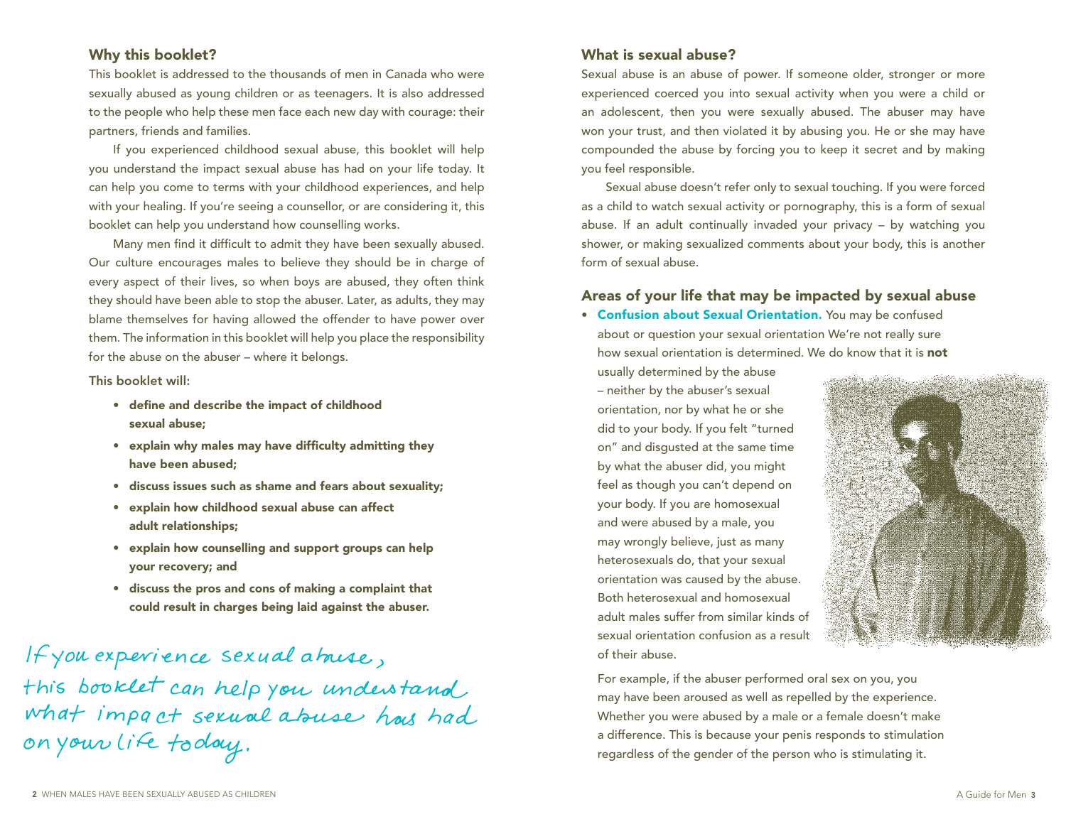## Why this booklet?

This booklet is addressed to the thousands of men in Canada who were sexually abused as young children or as teenagers. It is also addressed to the people who help these men face each new day with courage: their partners, friends and families.

If you experienced childhood sexual abuse, this booklet will help you understand the impact sexual abuse has had on your life today. It can help you come to terms with your childhood experiences, and help with your healing. If you're seeing a counsellor, or are considering it, this booklet can help you understand how counselling works.

Many men find it difficult to admit they have been sexually abused. Our culture encourages males to believe they should be in charge of every aspect of their lives, so when boys are abused, they often think they should have been able to stop the abuser. Later, as adults, they may blame themselves for having allowed the offender to have power over them. The information in this booklet will help you place the responsibility for the abuse on the abuser – where it belongs.

This booklet will:

- **define and describe the impact of childhood sexual abuse;**
- **explain why males may have difficulty admitting they have been abused;**
- **discuss issues such as shame and fears about sexuality;**
- **explain how childhood sexual abuse can affect adult relationships;**
- **explain how counselling and support groups can help your recovery; and**
- **discuss the pros and cons of making a complaint that could result in charges being laid against the abuser.**

*If you experience sexual abuse, this booklet can help you understand what impact sexual abuse has had on your life today.*

## What is sexual abuse?

Sexual abuse is an abuse of power. If someone older, stronger or more experienced coerced you into sexual activity when you were a child or an adolescent, then you were sexually abused. The abuser may have won your trust, and then violated it by abusing you. He or she may have compounded the abuse by forcing you to keep it secret and by making you feel responsible.

Sexual abuse doesn't refer only to sexual touching. If you were forced as a child to watch sexual activity or pornography, this is a form of sexual abuse. If an adult continually invaded your privacy – by watching you shower, or making sexualized comments about your body, this is another form of sexual abuse.

## Areas of your life that may be impacted by sexual abuse

- **Confusion about Sexual Orientation.** You may be confused about or question your sexual orientation We're not really sure how sexual orientation is determined. We do know that it is **not** usually determined by the abuse – neither by the abuser's sexual orientation, nor by what he or she did to your body. If you felt "turned on" and disgusted at the same time by what the abuser did, you might feel as though you can't depend on your body. If you are homosexual and were abused by a male, you may wrongly believe, just as many heterosexuals do, that your sexual orientation was caused by the abuse. Both heterosexual and homosexual adult males suffer from similar kinds of sexual orientation confusion as a result of their abuse.

  For example, if the abuser performed oral sex on you, you may have been aroused as well as repelled by the experience. Whether you were abused by a male or a female doesn't make a difference. This is because your penis responds to stimulation regardless of the gender of the person who is stimulating it.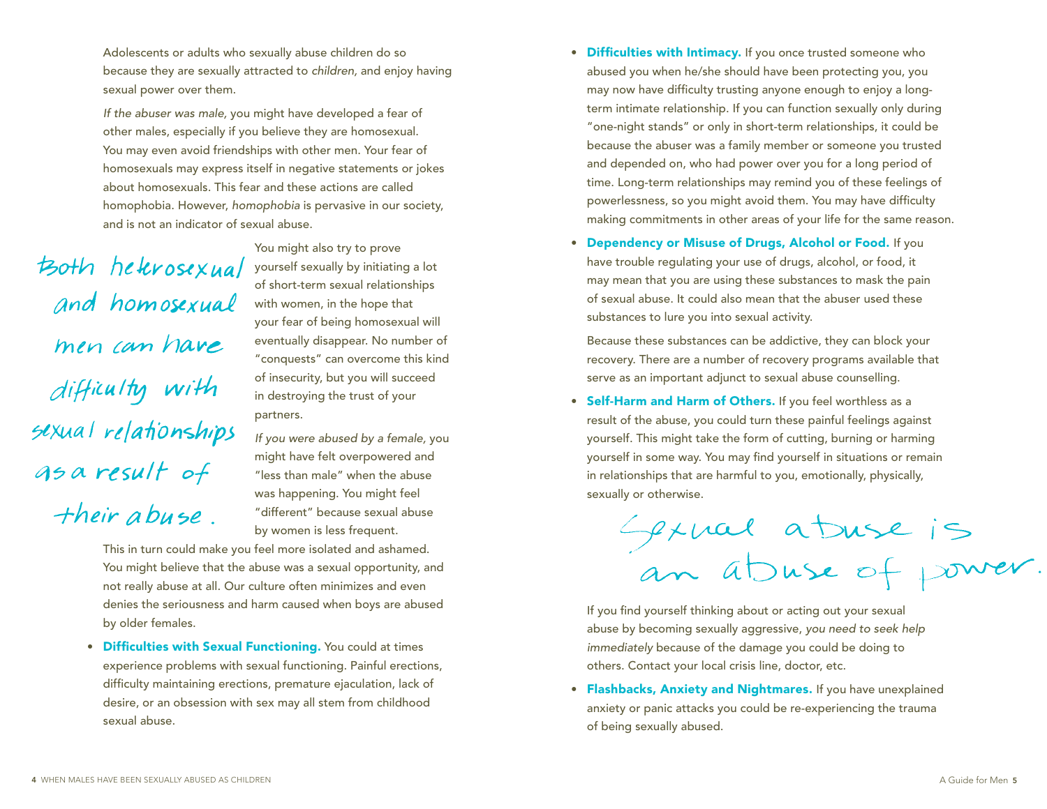Adolescents or adults who sexually abuse children do so because they are sexually attracted to *children,* and enjoy having sexual power over them.

*If the abuser was male,* you might have developed a fear of other males, especially if you believe they are homosexual. You may even avoid friendships with other men. Your fear of homosexuals may express itself in negative statements or jokes about homosexuals. This fear and these actions are called homophobia. However, *homophobia* is pervasive in our society, and is not an indicator of sexual abuse.

Both heterosexual and homosexual men can have difficulty with sexual relationships as a result of their abuse.

You might also try to prove yourself sexually by initiating a lot of short-term sexual relationships with women, in the hope that your fear of being homosexual will eventually disappear. No number of "conquests" can overcome this kind of insecurity, but you will succeed in destroying the trust of your partners.

*If you were abused by a female,* you might have felt overpowered and "less than male" when the abuse was happening. You might feel "different" because sexual abuse by women is less frequent. This in turn could make you feel more isolated and ashamed. You might believe that the abuse was a sexual opportunity, and not really abuse at all. Our culture often minimizes and even denies the seriousness and harm caused when boys are abused by older females.

- **Difficulties with Sexual Functioning.** You could at times experience problems with sexual functioning. Painful erections, difficulty maintaining erections, premature ejaculation, lack of desire, or an obsession with sex may all stem from childhood sexual abuse.
- **Difficulties with Intimacy.** If you once trusted someone who abused you when he/she should have been protecting you, you may now have difficulty trusting anyone enough to enjoy a long-term intimate relationship. If you can function sexually only during "one-night stands" or only in short-term relationships, it could be because the abuser was a family member or someone you trusted and depended on, who had power over you for a long period of time. Long-term relationships may remind you of these feelings of powerlessness, so you might avoid them. You may have difficulty making commitments in other areas of your life for the same reason.
- **Dependency or Misuse of Drugs, Alcohol or Food.** If you have trouble regulating your use of drugs, alcohol, or food, it may mean that you are using these substances to mask the pain of sexual abuse. It could also mean that the abuser used these substances to lure you into sexual activity.

  Because these substances can be addictive, they can block your recovery. There are a number of recovery programs available that serve as an important adjunct to sexual abuse counselling.
- **Self-Harm and Harm of Others.** If you feel worthless as a result of the abuse, you could turn these painful feelings against yourself. This might take the form of cutting, burning or harming yourself in some way. You may find yourself in situations or remain in relationships that are harmful to you, emotionally, physically, sexually or otherwise.

  Sexual abuse is an abuse of power.

  If you find yourself thinking about or acting out your sexual abuse by becoming sexually aggressive, *you need to seek help immediately* because of the damage you could be doing to others. Contact your local crisis line, doctor, etc.
- **Flashbacks, Anxiety and Nightmares.** If you have unexplained anxiety or panic attacks you could be re-experiencing the trauma of being sexually abused.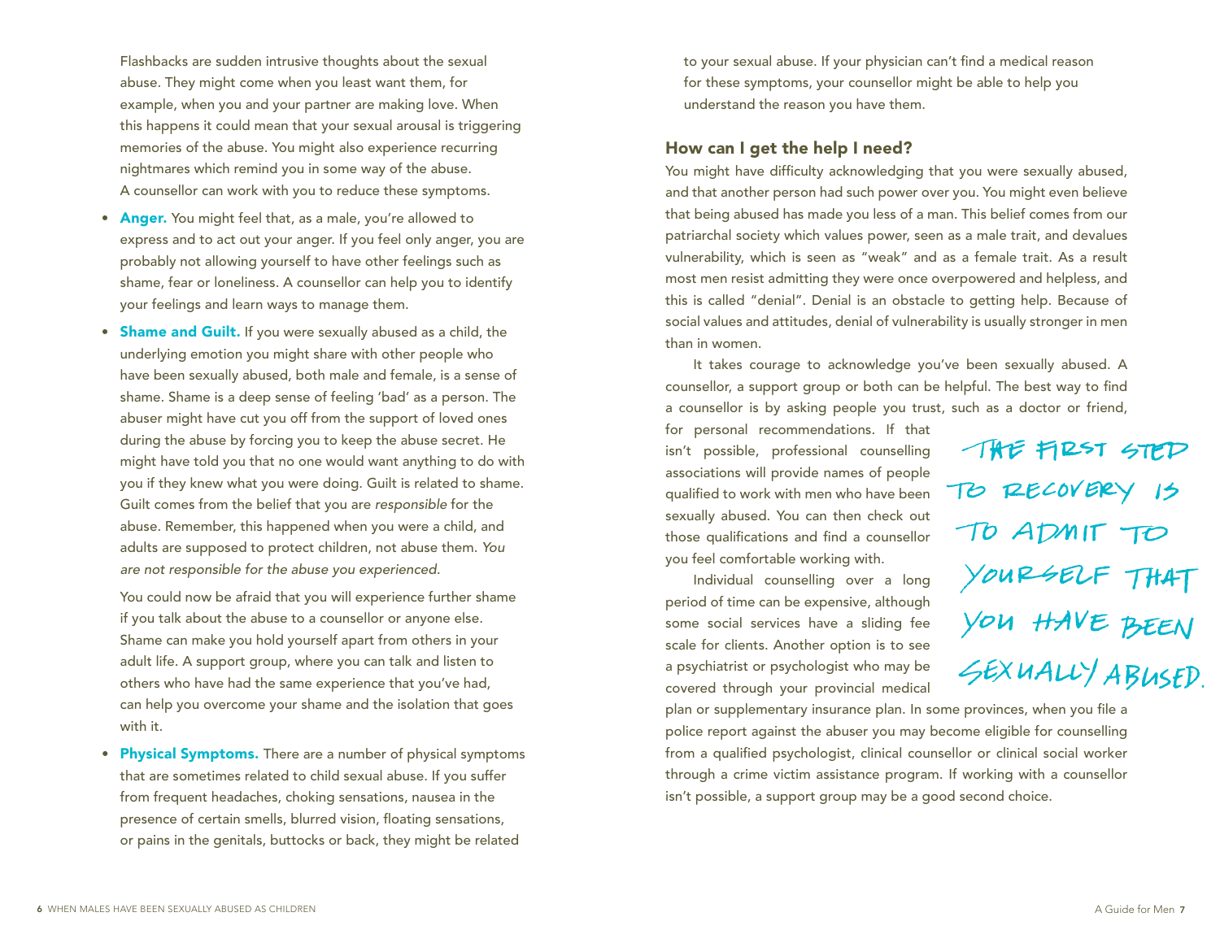Flashbacks are sudden intrusive thoughts about the sexual abuse. They might come when you least want them, for example, when you and your partner are making love. When this happens it could mean that your sexual arousal is triggering memories of the abuse. You might also experience recurring nightmares which remind you in some way of the abuse. A counsellor can work with you to reduce these symptoms.

- **Anger.** You might feel that, as a male, you're allowed to express and to act out your anger. If you feel only anger, you are probably not allowing yourself to have other feelings such as shame, fear or loneliness. A counsellor can help you to identify your feelings and learn ways to manage them.
- **Shame and Guilt.** If you were sexually abused as a child, the underlying emotion you might share with other people who have been sexually abused, both male and female, is a sense of shame. Shame is a deep sense of feeling 'bad' as a person. The abuser might have cut you off from the support of loved ones during the abuse by forcing you to keep the abuse secret. He might have told you that no one would want anything to do with you if they knew what you were doing. Guilt is related to shame. Guilt comes from the belief that you are *responsible* for the abuse. Remember, this happened when you were a child, and adults are supposed to protect children, not abuse them. *You are not responsible for the abuse you experienced.*

  You could now be afraid that you will experience further shame if you talk about the abuse to a counsellor or anyone else. Shame can make you hold yourself apart from others in your adult life. A support group, where you can talk and listen to others who have had the same experience that you've had, can help you overcome your shame and the isolation that goes with it.
- **Physical Symptoms.** There are a number of physical symptoms that are sometimes related to child sexual abuse. If you suffer from frequent headaches, choking sensations, nausea in the presence of certain smells, blurred vision, floating sensations, or pains in the genitals, buttocks or back, they might be related to your sexual abuse. If your physician can't find a medical reason for these symptoms, your counsellor might be able to help you understand the reason you have them.

## How can I get the help I need?

You might have difficulty acknowledging that you were sexually abused, and that another person had such power over you. You might even believe that being abused has made you less of a man. This belief comes from our patriarchal society which values power, seen as a male trait, and devalues vulnerability, which is seen as "weak" and as a female trait. As a result most men resist admitting they were once overpowered and helpless, and this is called "denial". Denial is an obstacle to getting help. Because of social values and attitudes, denial of vulnerability is usually stronger in men than in women.

It takes courage to acknowledge you've been sexually abused. A counsellor, a support group or both can be helpful. The best way to find a counsellor is by asking people you trust, such as a doctor or friend, for personal recommendations. If that isn't possible, professional counselling associations will provide names of people qualified to work with men who have been sexually abused. You can then check out those qualifications and find a counsellor you feel comfortable working with.

THE FIRST STEP TO RECOVERY IS TO ADMIT TO YOURSELF THAT YOU HAVE BEEN SEXUALLY ABUSED.

Individual counselling over a long period of time can be expensive, although some social services have a sliding fee scale for clients. Another option is to see a psychiatrist or psychologist who may be covered through your provincial medical plan or supplementary insurance plan. In some provinces, when you file a police report against the abuser you may become eligible for counselling from a qualified psychologist, clinical counsellor or clinical social worker through a crime victim assistance program. If working with a counsellor isn't possible, a support group may be a good second choice.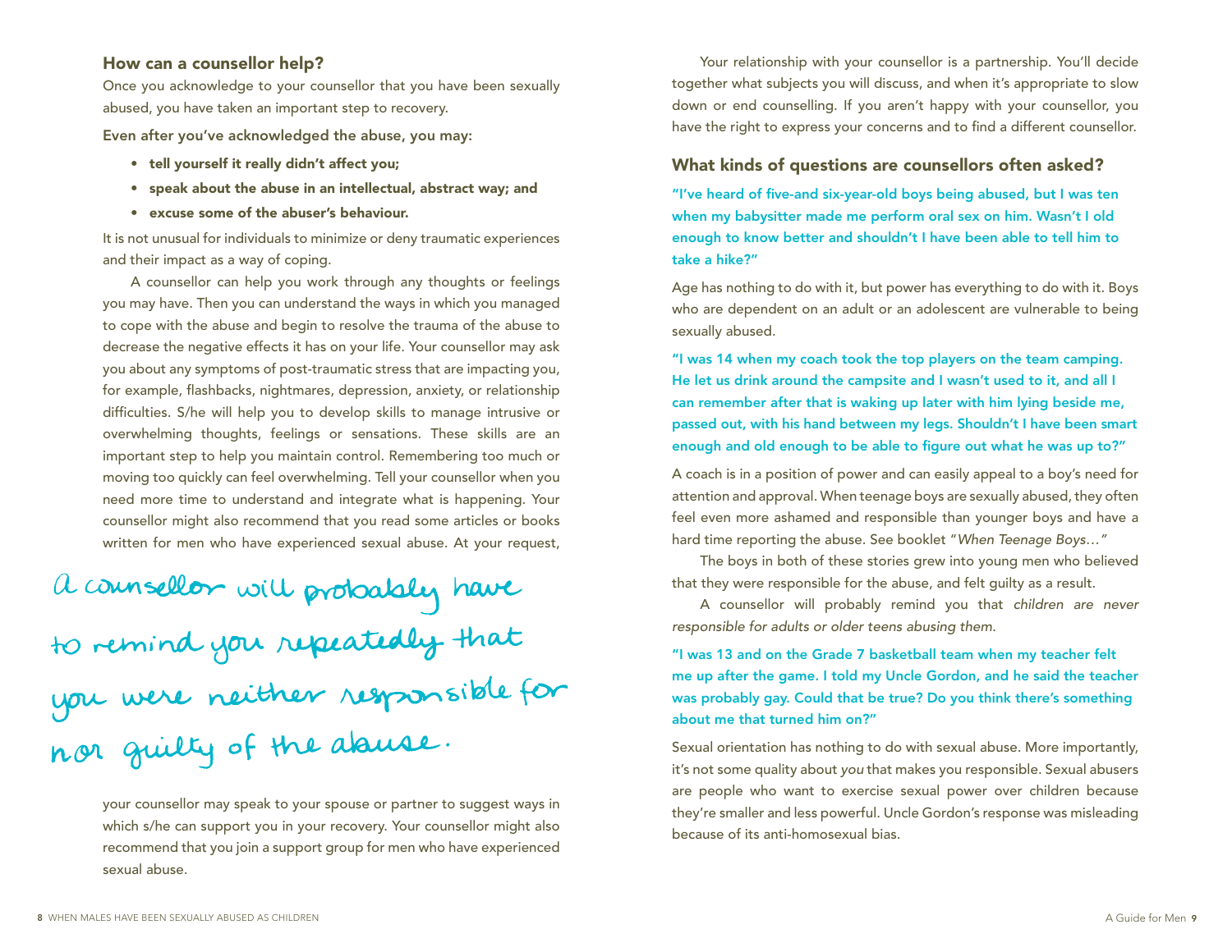## How can a counsellor help?

Once you acknowledge to your counsellor that you have been sexually abused, you have taken an important step to recovery.

**Even after you've acknowledged the abuse, you may:**

- **tell yourself it really didn't affect you;**
- **speak about the abuse in an intellectual, abstract way; and**
- **excuse some of the abuser's behaviour.**

It is not unusual for individuals to minimize or deny traumatic experiences and their impact as a way of coping.

A counsellor can help you work through any thoughts or feelings you may have. Then you can understand the ways in which you managed to cope with the abuse and begin to resolve the trauma of the abuse to decrease the negative effects it has on your life. Your counsellor may ask you about any symptoms of post-traumatic stress that are impacting you, for example, flashbacks, nightmares, depression, anxiety, or relationship difficulties. S/he will help you to develop skills to manage intrusive or overwhelming thoughts, feelings or sensations. These skills are an important step to help you maintain control. Remembering too much or moving too quickly can feel overwhelming. Tell your counsellor when you need more time to understand and integrate what is happening. Your counsellor might also recommend that you read some articles or books written for men who have experienced sexual abuse. At your request, your counsellor may speak to your spouse or partner to suggest ways in which s/he can support you in your recovery. Your counsellor might also recommend that you join a support group for men who have experienced sexual abuse.

*A counsellor will probably have to remind you repeatedly that you were neither responsible for nor guilty of the abuse.*

Your relationship with your counsellor is a partnership. You'll decide together what subjects you will discuss, and when it's appropriate to slow down or end counselling. If you aren't happy with your counsellor, you have the right to express your concerns and to find a different counsellor.

## What kinds of questions are counsellors often asked?

**"I've heard of five-and six-year-old boys being abused, but I was ten when my babysitter made me perform oral sex on him. Wasn't I old enough to know better and shouldn't I have been able to tell him to take a hike?"**

Age has nothing to do with it, but power has everything to do with it. Boys who are dependent on an adult or an adolescent are vulnerable to being sexually abused.

**"I was 14 when my coach took the top players on the team camping. He let us drink around the campsite and I wasn't used to it, and all I can remember after that is waking up later with him lying beside me, passed out, with his hand between my legs. Shouldn't I have been smart enough and old enough to be able to figure out what he was up to?"**

A coach is in a position of power and can easily appeal to a boy's need for attention and approval. When teenage boys are sexually abused, they often feel even more ashamed and responsible than younger boys and have a hard time reporting the abuse. See booklet "*When Teenage Boys…*"

The boys in both of these stories grew into young men who believed that they were responsible for the abuse, and felt guilty as a result.

A counsellor will probably remind you that *children are never responsible for adults or older teens abusing them.*

**"I was 13 and on the Grade 7 basketball team when my teacher felt me up after the game. I told my Uncle Gordon, and he said the teacher was probably gay. Could that be true? Do you think there's something about me that turned him on?"**

Sexual orientation has nothing to do with sexual abuse. More importantly, it's not some quality about *you* that makes you responsible. Sexual abusers are people who want to exercise sexual power over children because they're smaller and less powerful. Uncle Gordon's response was misleading because of its anti-homosexual bias.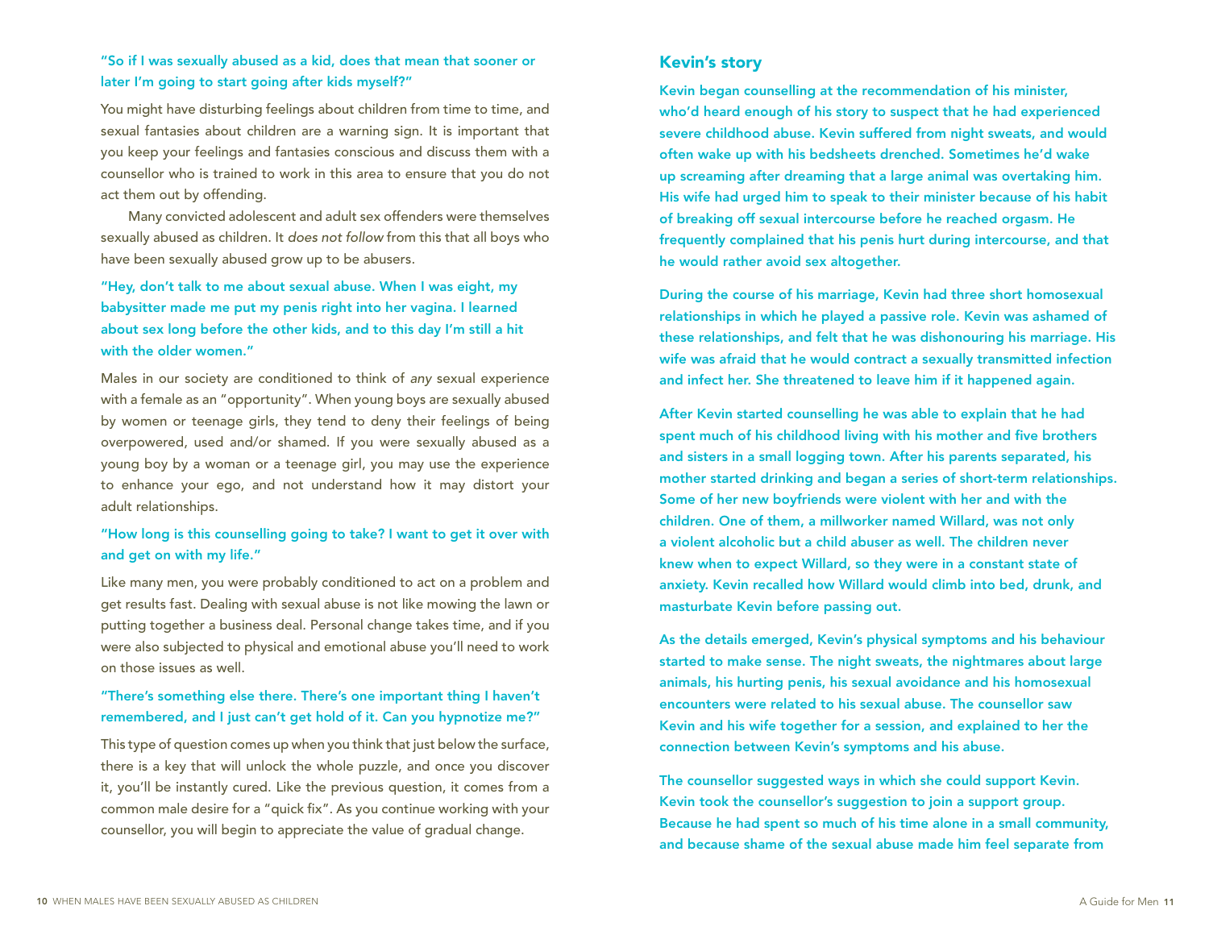**"So if I was sexually abused as a kid, does that mean that sooner or later I'm going to start going after kids myself?"**

You might have disturbing feelings about children from time to time, and sexual fantasies about children are a warning sign. It is important that you keep your feelings and fantasies conscious and discuss them with a counsellor who is trained to work in this area to ensure that you do not act them out by offending.

Many convicted adolescent and adult sex offenders were themselves sexually abused as children. It *does not follow* from this that all boys who have been sexually abused grow up to be abusers.

**"Hey, don't talk to me about sexual abuse. When I was eight, my babysitter made me put my penis right into her vagina. I learned about sex long before the other kids, and to this day I'm still a hit with the older women."**

Males in our society are conditioned to think of *any* sexual experience with a female as an "opportunity". When young boys are sexually abused by women or teenage girls, they tend to deny their feelings of being overpowered, used and/or shamed. If you were sexually abused as a young boy by a woman or a teenage girl, you may use the experience to enhance your ego, and not understand how it may distort your adult relationships.

**"How long is this counselling going to take? I want to get it over with and get on with my life."**

Like many men, you were probably conditioned to act on a problem and get results fast. Dealing with sexual abuse is not like mowing the lawn or putting together a business deal. Personal change takes time, and if you were also subjected to physical and emotional abuse you'll need to work on those issues as well.

**"There's something else there. There's one important thing I haven't remembered, and I just can't get hold of it. Can you hypnotize me?"**

This type of question comes up when you think that just below the surface, there is a key that will unlock the whole puzzle, and once you discover it, you'll be instantly cured. Like the previous question, it comes from a common male desire for a "quick fix". As you continue working with your counsellor, you will begin to appreciate the value of gradual change.

## Kevin's story

**Kevin began counselling at the recommendation of his minister, who'd heard enough of his story to suspect that he had experienced severe childhood abuse. Kevin suffered from night sweats, and would often wake up with his bedsheets drenched. Sometimes he'd wake up screaming after dreaming that a large animal was overtaking him. His wife had urged him to speak to their minister because of his habit of breaking off sexual intercourse before he reached orgasm. He frequently complained that his penis hurt during intercourse, and that he would rather avoid sex altogether.**

**During the course of his marriage, Kevin had three short homosexual relationships in which he played a passive role. Kevin was ashamed of these relationships, and felt that he was dishonouring his marriage. His wife was afraid that he would contract a sexually transmitted infection and infect her. She threatened to leave him if it happened again.**

**After Kevin started counselling he was able to explain that he had spent much of his childhood living with his mother and five brothers and sisters in a small logging town. After his parents separated, his mother started drinking and began a series of short-term relationships. Some of her new boyfriends were violent with her and with the children. One of them, a millworker named Willard, was not only a violent alcoholic but a child abuser as well. The children never knew when to expect Willard, so they were in a constant state of anxiety. Kevin recalled how Willard would climb into bed, drunk, and masturbate Kevin before passing out.**

**As the details emerged, Kevin's physical symptoms and his behaviour started to make sense. The night sweats, the nightmares about large animals, his hurting penis, his sexual avoidance and his homosexual encounters were related to his sexual abuse. The counsellor saw Kevin and his wife together for a session, and explained to her the connection between Kevin's symptoms and his abuse.**

**The counsellor suggested ways in which she could support Kevin. Kevin took the counsellor's suggestion to join a support group. Because he had spent so much of his time alone in a small community, and because shame of the sexual abuse made him feel separate from**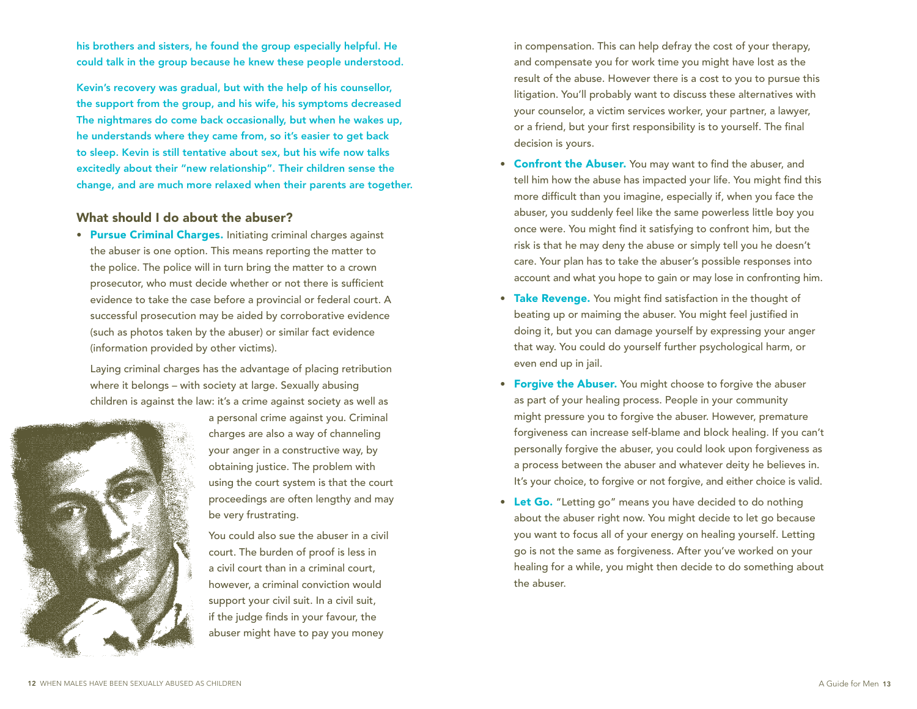his brothers and sisters, he found the group especially helpful. He could talk in the group because he knew these people understood.

Kevin's recovery was gradual, but with the help of his counsellor, the support from the group, and his wife, his symptoms decreased The nightmares do come back occasionally, but when he wakes up, he understands where they came from, so it's easier to get back to sleep. Kevin is still tentative about sex, but his wife now talks excitedly about their "new relationship". Their children sense the change, and are much more relaxed when their parents are together.

### What should I do about the abuser?

- **Pursue Criminal Charges.** Initiating criminal charges against the abuser is one option. This means reporting the matter to the police. The police will in turn bring the matter to a crown prosecutor, who must decide whether or not there is sufficient evidence to take the case before a provincial or federal court. A successful prosecution may be aided by corroborative evidence (such as photos taken by the abuser) or similar fact evidence (information provided by other victims).

  Laying criminal charges has the advantage of placing retribution where it belongs – with society at large. Sexually abusing children is against the law: it's a crime against society as well as a personal crime against you. Criminal charges are also a way of channeling your anger in a constructive way, by obtaining justice. The problem with using the court system is that the court proceedings are often lengthy and may be very frustrating.

  You could also sue the abuser in a civil court. The burden of proof is less in a civil court than in a criminal court, however, a criminal conviction would support your civil suit. In a civil suit, if the judge finds in your favour, the abuser might have to pay you money in compensation. This can help defray the cost of your therapy, and compensate you for work time you might have lost as the result of the abuse. However there is a cost to you to pursue this litigation. You'll probably want to discuss these alternatives with your counselor, a victim services worker, your partner, a lawyer, or a friend, but your first responsibility is to yourself. The final decision is yours.

- **Confront the Abuser.** You may want to find the abuser, and tell him how the abuse has impacted your life. You might find this more difficult than you imagine, especially if, when you face the abuser, you suddenly feel like the same powerless little boy you once were. You might find it satisfying to confront him, but the risk is that he may deny the abuse or simply tell you he doesn't care. Your plan has to take the abuser's possible responses into account and what you hope to gain or may lose in confronting him.

- **Take Revenge.** You might find satisfaction in the thought of beating up or maiming the abuser. You might feel justified in doing it, but you can damage yourself by expressing your anger that way. You could do yourself further psychological harm, or even end up in jail.

- **Forgive the Abuser.** You might choose to forgive the abuser as part of your healing process. People in your community might pressure you to forgive the abuser. However, premature forgiveness can increase self-blame and block healing. If you can't personally forgive the abuser, you could look upon forgiveness as a process between the abuser and whatever deity he believes in. It's your choice, to forgive or not forgive, and either choice is valid.

- **Let Go.** "Letting go" means you have decided to do nothing about the abuser right now. You might decide to let go because you want to focus all of your energy on healing yourself. Letting go is not the same as forgiveness. After you've worked on your healing for a while, you might then decide to do something about the abuser.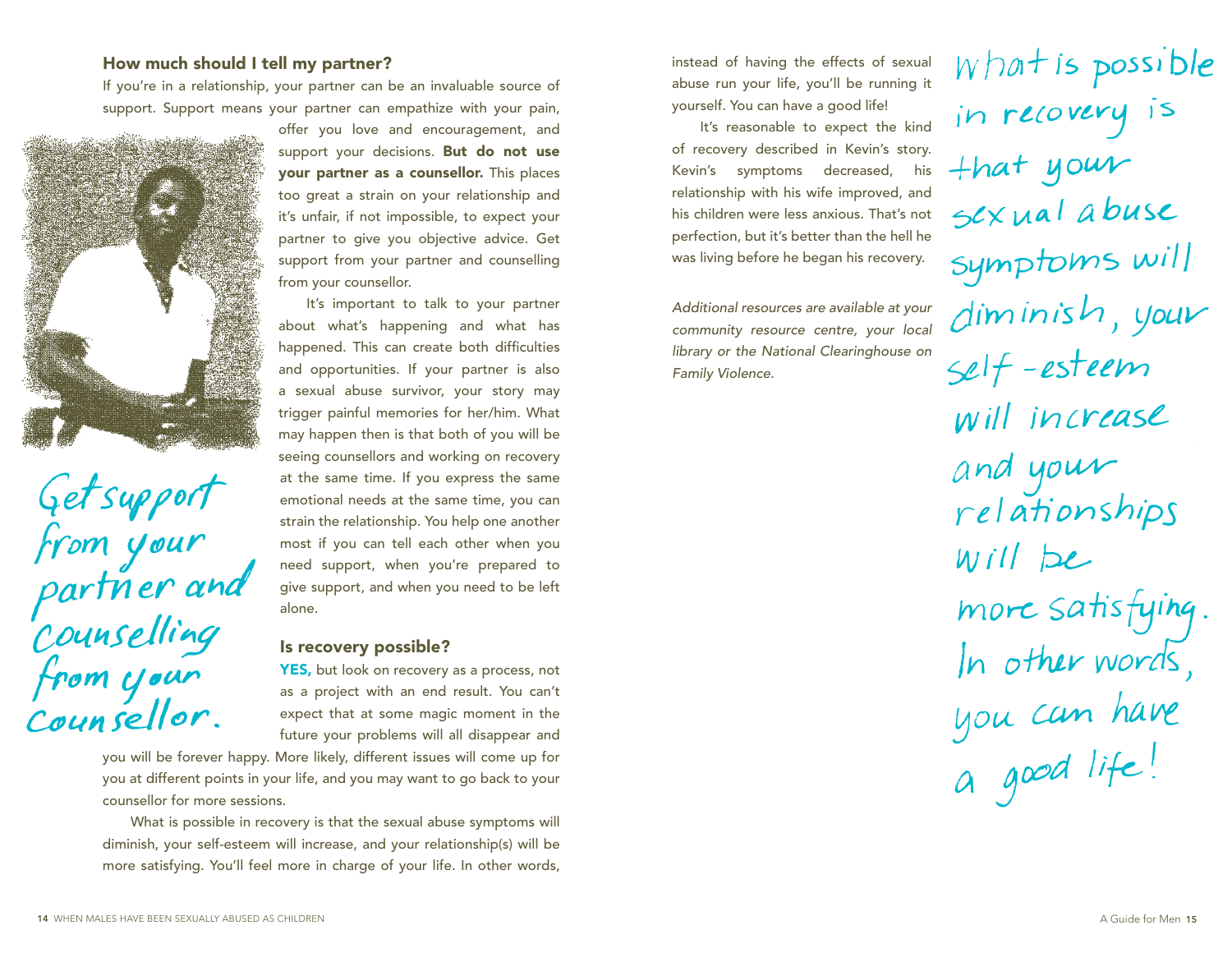### How much should I tell my partner?

If you're in a relationship, your partner can be an invaluable source of support. Support means your partner can empathize with your pain, offer you love and encouragement, and support your decisions. **But do not use your partner as a counsellor.** This places too great a strain on your relationship and it's unfair, if not impossible, to expect your partner to give you objective advice. Get support from your partner and counselling from your counsellor.

It's important to talk to your partner about what's happening and what has happened. This can create both difficulties and opportunities. If your partner is also a sexual abuse survivor, your story may trigger painful memories for her/him. What may happen then is that both of you will be seeing counsellors and working on recovery at the same time. If you express the same emotional needs at the same time, you can strain the relationship. You help one another most if you can tell each other when you need support, when you're prepared to give support, and when you need to be left alone.

*Get support from your partner and counselling from your counsellor.*

### Is recovery possible?

**YES,** but look on recovery as a process, not as a project with an end result. You can't expect that at some magic moment in the future your problems will all disappear and you will be forever happy. More likely, different issues will come up for you at different points in your life, and you may want to go back to your counsellor for more sessions.

What is possible in recovery is that the sexual abuse symptoms will diminish, your self-esteem will increase, and your relationship(s) will be more satisfying. You'll feel more in charge of your life. In other words, instead of having the effects of sexual abuse run your life, you'll be running it yourself. You can have a good life!

It's reasonable to expect the kind of recovery described in Kevin's story. Kevin's symptoms decreased, his relationship with his wife improved, and his children were less anxious. That's not perfection, but it's better than the hell he was living before he began his recovery.

*Additional resources are available at your community resource centre, your local library or the National Clearinghouse on Family Violence.*

*What is possible in recovery is that your sexual abuse symptoms will diminish, your self-esteem will increase and your relationships will be more satisfying. In other words, you can have a good life!*